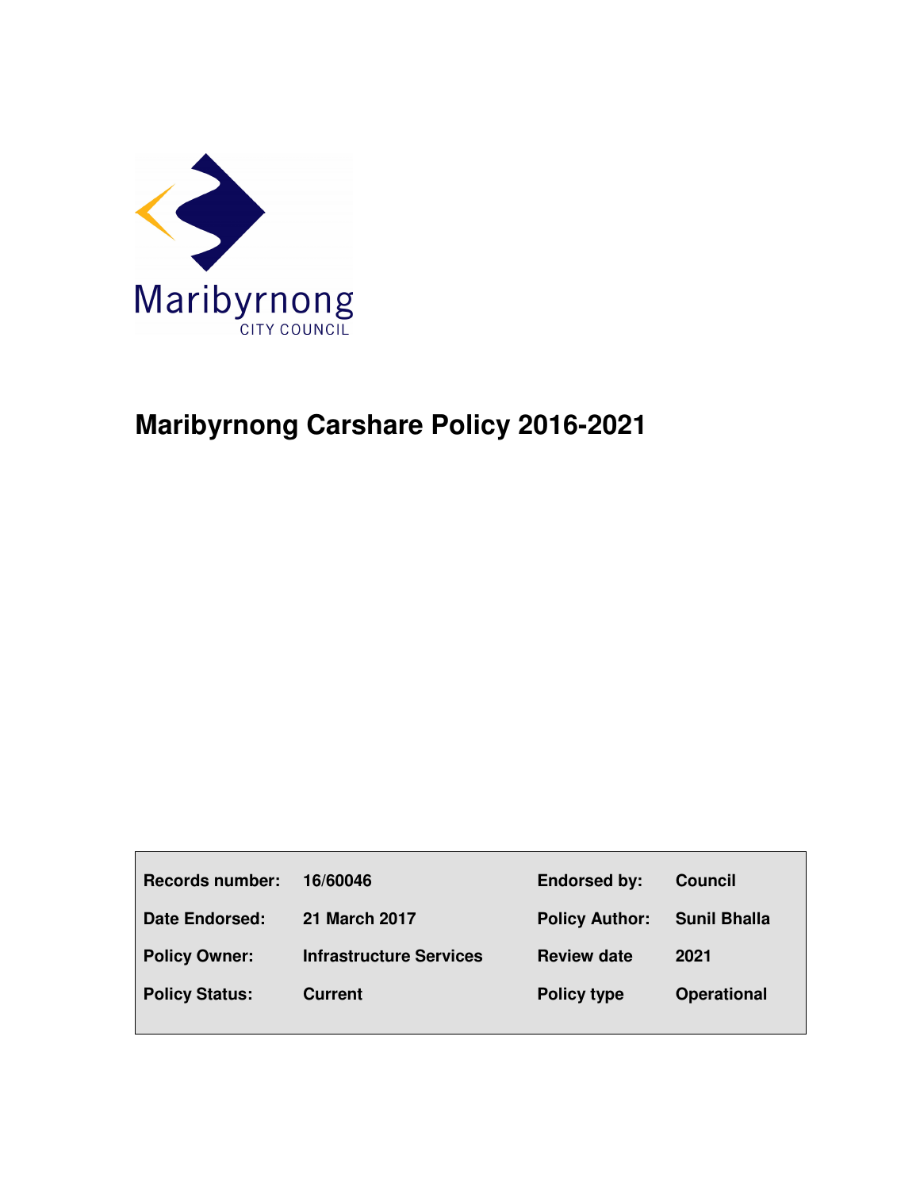Maribyrnong

CITY COUNCIL

# Maribyrnong Carshare Policy 2016-2021

| | | | |
|---|---|---|---|
| **Records number:** | **16/60046** | **Endorsed by:** | **Council** |
| **Date Endorsed:** | **21 March 2017** | **Policy Author:** | **Sunil Bhalla** |
| **Policy Owner:** | **Infrastructure Services** | **Review date** | **2021** |
| **Policy Status:** | **Current** | **Policy type** | **Operational** |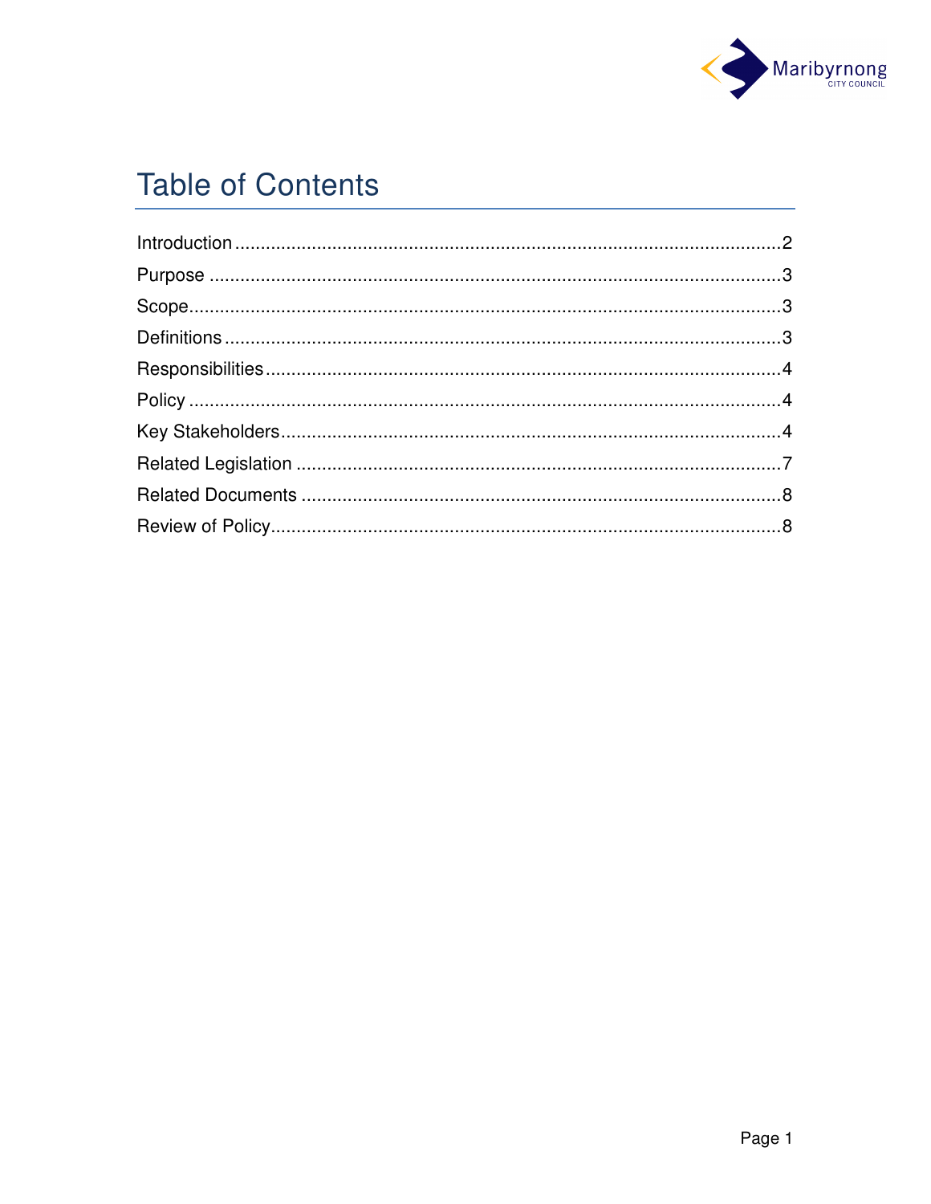# Table of Contents

Introduction ........................................................................................................... 2
Purpose ................................................................................................................ 3
Scope.................................................................................................................... 3
Definitions ............................................................................................................ 3
Responsibilities ..................................................................................................... 4
Policy .................................................................................................................... 4
Key Stakeholders.................................................................................................. 4
Related Legislation ............................................................................................... 7
Related Documents .............................................................................................. 8
Review of Policy.................................................................................................... 8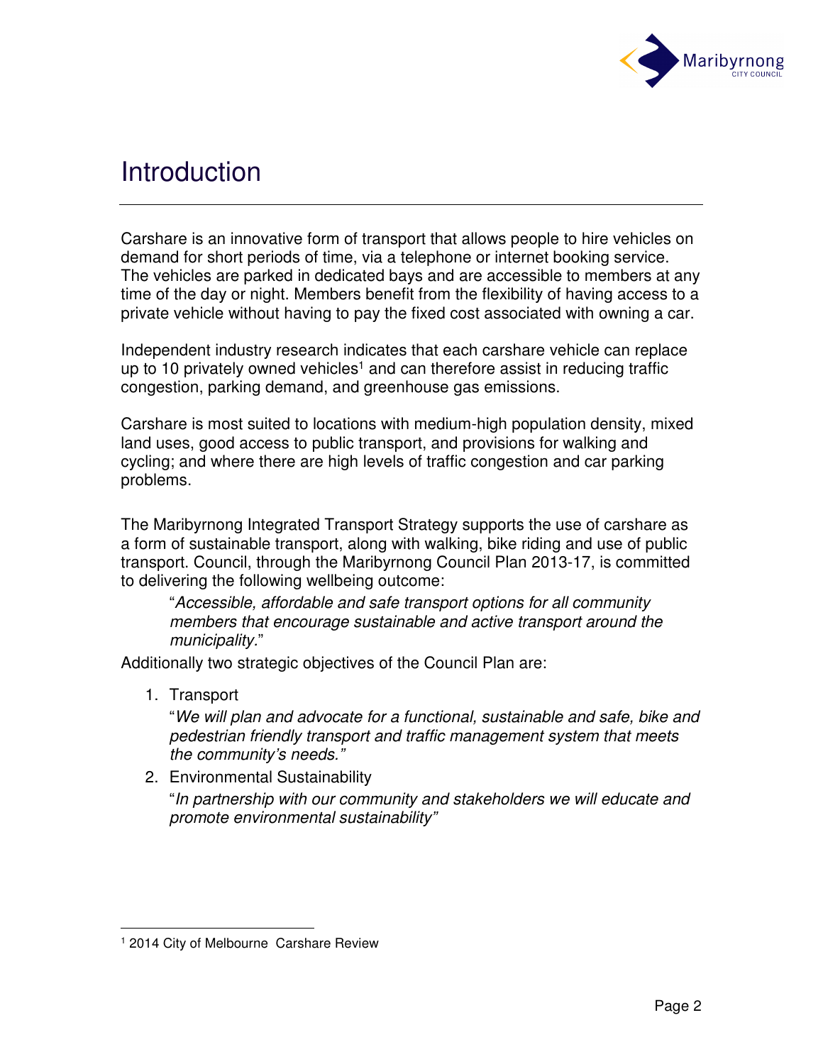# Introduction

Carshare is an innovative form of transport that allows people to hire vehicles on demand for short periods of time, via a telephone or internet booking service. The vehicles are parked in dedicated bays and are accessible to members at any time of the day or night. Members benefit from the flexibility of having access to a private vehicle without having to pay the fixed cost associated with owning a car.

Independent industry research indicates that each carshare vehicle can replace up to 10 privately owned vehicles[1] and can therefore assist in reducing traffic congestion, parking demand, and greenhouse gas emissions.

Carshare is most suited to locations with medium-high population density, mixed land uses, good access to public transport, and provisions for walking and cycling; and where there are high levels of traffic congestion and car parking problems.

The Maribyrnong Integrated Transport Strategy supports the use of carshare as a form of sustainable transport, along with walking, bike riding and use of public transport. Council, through the Maribyrnong Council Plan 2013-17, is committed to delivering the following wellbeing outcome:

> "*Accessible, affordable and safe transport options for all community members that encourage sustainable and active transport around the municipality.*"

Additionally two strategic objectives of the Council Plan are:

1. Transport

   "*We will plan and advocate for a functional, sustainable and safe, bike and pedestrian friendly transport and traffic management system that meets the community's needs."*

2. Environmental Sustainability

   "*In partnership with our community and stakeholders we will educate and promote environmental sustainability"*

---

[1] 2014 City of Melbourne Carshare Review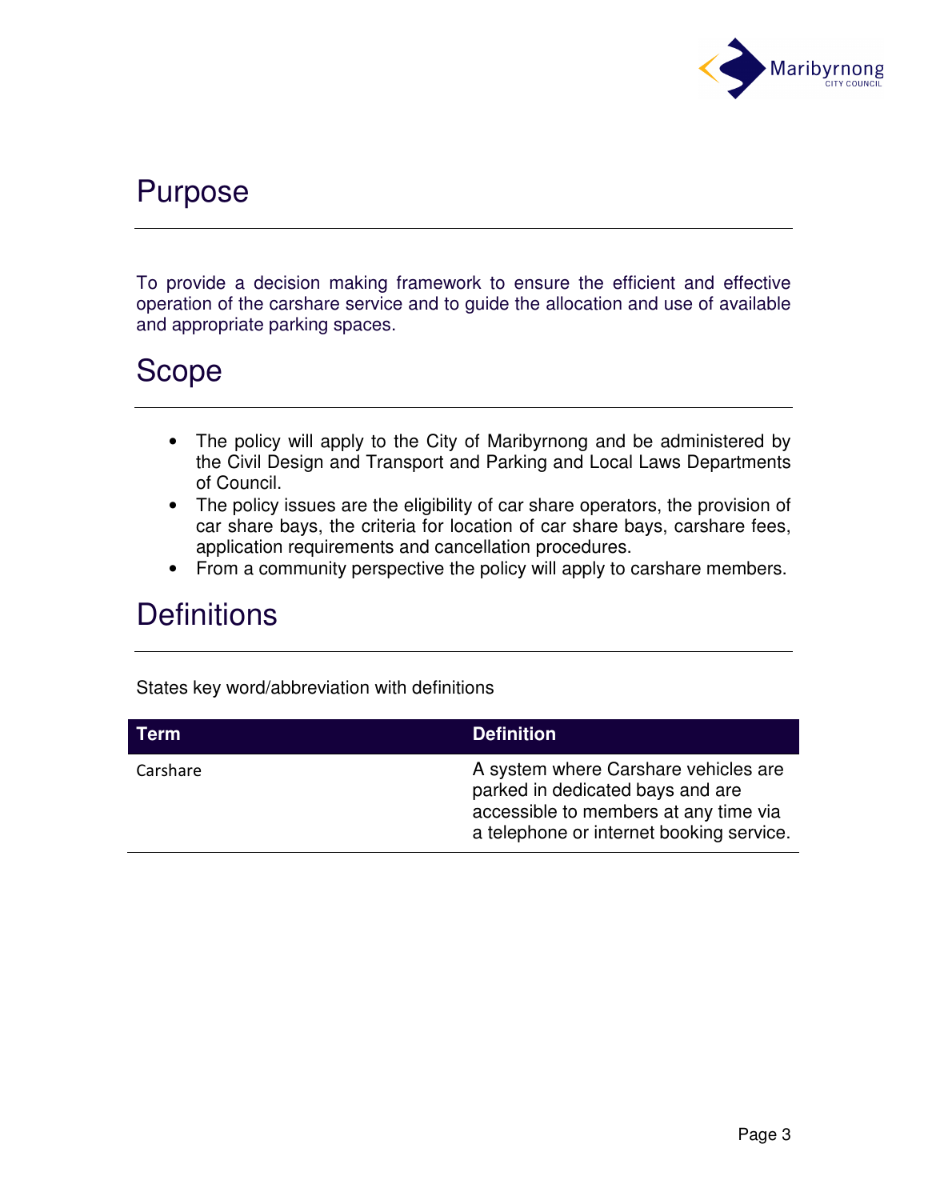# Purpose

To provide a decision making framework to ensure the efficient and effective operation of the carshare service and to guide the allocation and use of available and appropriate parking spaces.

# Scope

- The policy will apply to the City of Maribyrnong and be administered by the Civil Design and Transport and Parking and Local Laws Departments of Council.
- The policy issues are the eligibility of car share operators, the provision of car share bays, the criteria for location of car share bays, carshare fees, application requirements and cancellation procedures.
- From a community perspective the policy will apply to carshare members.

# Definitions

States key word/abbreviation with definitions

| Term | Definition |
|---|---|
| Carshare | A system where Carshare vehicles are parked in dedicated bays and are accessible to members at any time via a telephone or internet booking service. |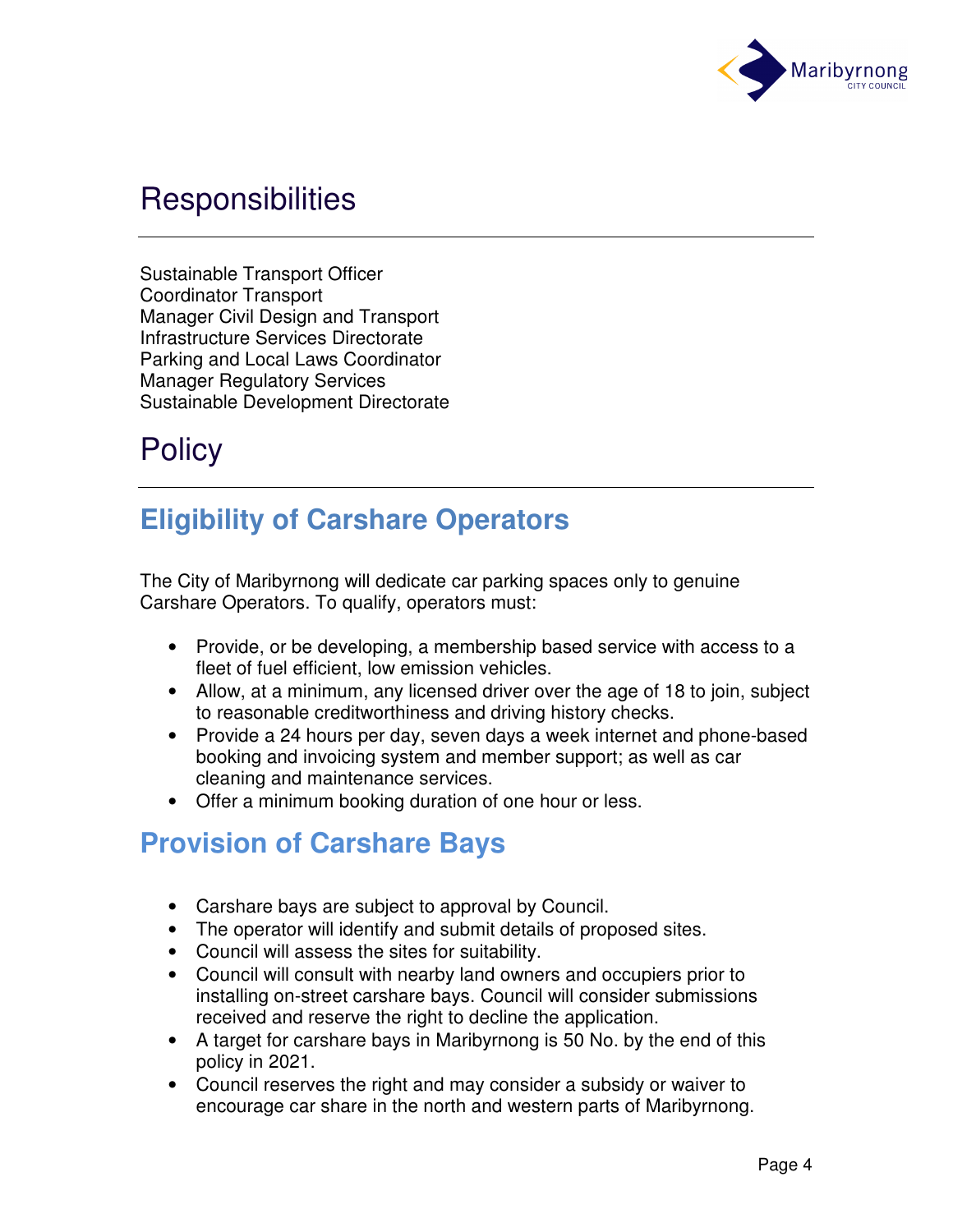# Responsibilities

Sustainable Transport Officer
Coordinator Transport
Manager Civil Design and Transport
Infrastructure Services Directorate
Parking and Local Laws Coordinator
Manager Regulatory Services
Sustainable Development Directorate

# Policy

## Eligibility of Carshare Operators

The City of Maribyrnong will dedicate car parking spaces only to genuine Carshare Operators. To qualify, operators must:

- Provide, or be developing, a membership based service with access to a fleet of fuel efficient, low emission vehicles.
- Allow, at a minimum, any licensed driver over the age of 18 to join, subject to reasonable creditworthiness and driving history checks.
- Provide a 24 hours per day, seven days a week internet and phone-based booking and invoicing system and member support; as well as car cleaning and maintenance services.
- Offer a minimum booking duration of one hour or less.

## Provision of Carshare Bays

- Carshare bays are subject to approval by Council.
- The operator will identify and submit details of proposed sites.
- Council will assess the sites for suitability.
- Council will consult with nearby land owners and occupiers prior to installing on-street carshare bays. Council will consider submissions received and reserve the right to decline the application.
- A target for carshare bays in Maribyrnong is 50 No. by the end of this policy in 2021.
- Council reserves the right and may consider a subsidy or waiver to encourage car share in the north and western parts of Maribyrnong.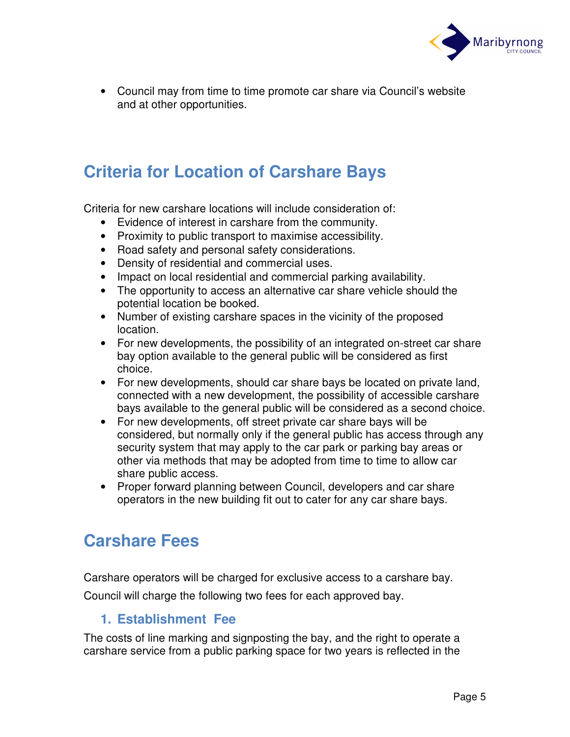- Council may from time to time promote car share via Council's website and at other opportunities.

## Criteria for Location of Carshare Bays

Criteria for new carshare locations will include consideration of:

- Evidence of interest in carshare from the community.
- Proximity to public transport to maximise accessibility.
- Road safety and personal safety considerations.
- Density of residential and commercial uses.
- Impact on local residential and commercial parking availability.
- The opportunity to access an alternative car share vehicle should the potential location be booked.
- Number of existing carshare spaces in the vicinity of the proposed location.
- For new developments, the possibility of an integrated on-street car share bay option available to the general public will be considered as first choice.
- For new developments, should car share bays be located on private land, connected with a new development, the possibility of accessible carshare bays available to the general public will be considered as a second choice.
- For new developments, off street private car share bays will be considered, but normally only if the general public has access through any security system that may apply to the car park or parking bay areas or other via methods that may be adopted from time to time to allow car share public access.
- Proper forward planning between Council, developers and car share operators in the new building fit out to cater for any car share bays.

## Carshare Fees

Carshare operators will be charged for exclusive access to a carshare bay.

Council will charge the following two fees for each approved bay.

### 1. Establishment Fee

The costs of line marking and signposting the bay, and the right to operate a carshare service from a public parking space for two years is reflected in the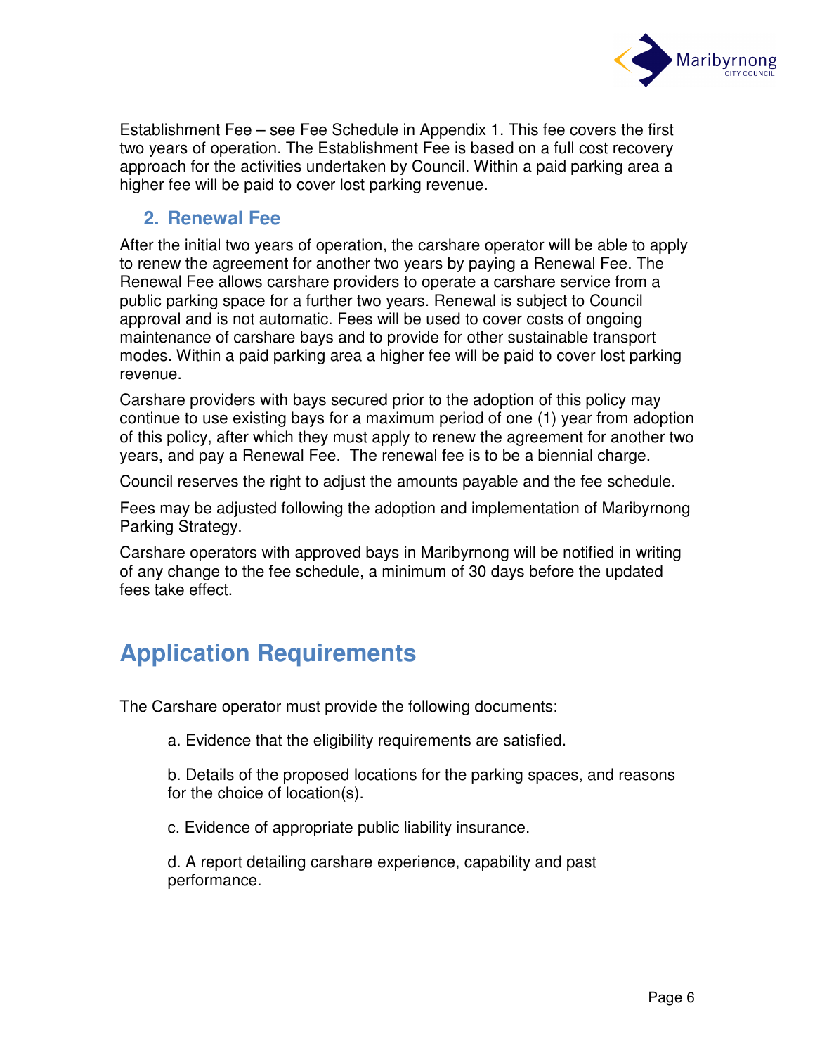Establishment Fee – see Fee Schedule in Appendix 1. This fee covers the first two years of operation. The Establishment Fee is based on a full cost recovery approach for the activities undertaken by Council. Within a paid parking area a higher fee will be paid to cover lost parking revenue.

### 2. Renewal Fee

After the initial two years of operation, the carshare operator will be able to apply to renew the agreement for another two years by paying a Renewal Fee. The Renewal Fee allows carshare providers to operate a carshare service from a public parking space for a further two years. Renewal is subject to Council approval and is not automatic. Fees will be used to cover costs of ongoing maintenance of carshare bays and to provide for other sustainable transport modes. Within a paid parking area a higher fee will be paid to cover lost parking revenue.

Carshare providers with bays secured prior to the adoption of this policy may continue to use existing bays for a maximum period of one (1) year from adoption of this policy, after which they must apply to renew the agreement for another two years, and pay a Renewal Fee. The renewal fee is to be a biennial charge.

Council reserves the right to adjust the amounts payable and the fee schedule.

Fees may be adjusted following the adoption and implementation of Maribyrnong Parking Strategy.

Carshare operators with approved bays in Maribyrnong will be notified in writing of any change to the fee schedule, a minimum of 30 days before the updated fees take effect.

## Application Requirements

The Carshare operator must provide the following documents:

a. Evidence that the eligibility requirements are satisfied.

b. Details of the proposed locations for the parking spaces, and reasons for the choice of location(s).

c. Evidence of appropriate public liability insurance.

d. A report detailing carshare experience, capability and past performance.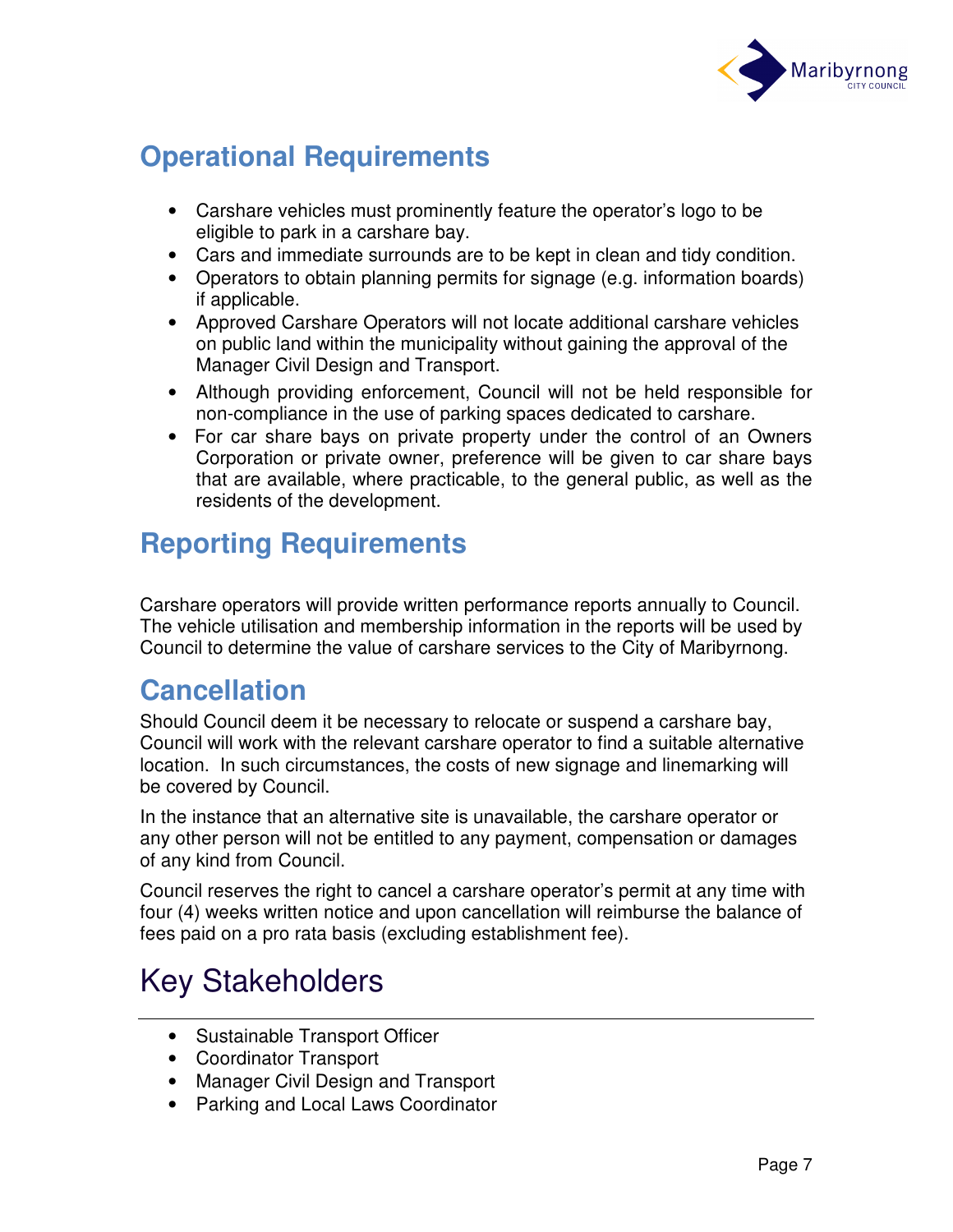## Operational Requirements

- Carshare vehicles must prominently feature the operator's logo to be eligible to park in a carshare bay.
- Cars and immediate surrounds are to be kept in clean and tidy condition.
- Operators to obtain planning permits for signage (e.g. information boards) if applicable.
- Approved Carshare Operators will not locate additional carshare vehicles on public land within the municipality without gaining the approval of the Manager Civil Design and Transport.
- Although providing enforcement, Council will not be held responsible for non-compliance in the use of parking spaces dedicated to carshare.
- For car share bays on private property under the control of an Owners Corporation or private owner, preference will be given to car share bays that are available, where practicable, to the general public, as well as the residents of the development.

## Reporting Requirements

Carshare operators will provide written performance reports annually to Council. The vehicle utilisation and membership information in the reports will be used by Council to determine the value of carshare services to the City of Maribyrnong.

## Cancellation

Should Council deem it be necessary to relocate or suspend a carshare bay, Council will work with the relevant carshare operator to find a suitable alternative location. In such circumstances, the costs of new signage and linemarking will be covered by Council.

In the instance that an alternative site is unavailable, the carshare operator or any other person will not be entitled to any payment, compensation or damages of any kind from Council.

Council reserves the right to cancel a carshare operator's permit at any time with four (4) weeks written notice and upon cancellation will reimburse the balance of fees paid on a pro rata basis (excluding establishment fee).

## Key Stakeholders

- Sustainable Transport Officer
- Coordinator Transport
- Manager Civil Design and Transport
- Parking and Local Laws Coordinator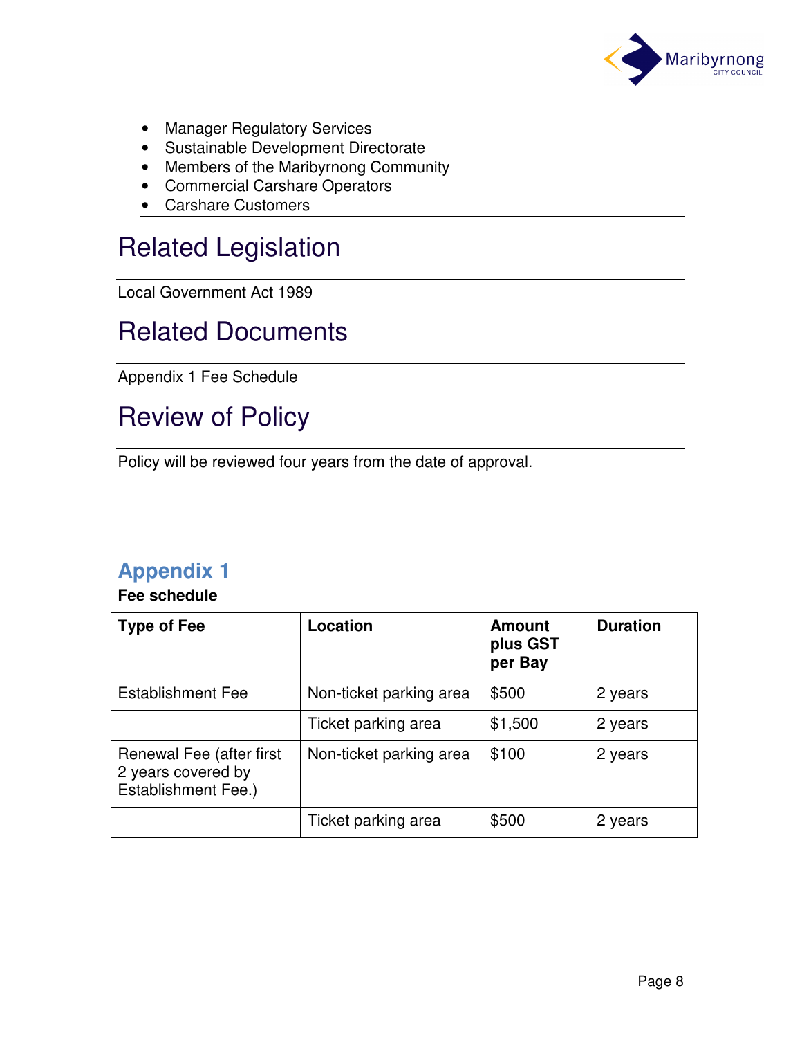- Manager Regulatory Services
- Sustainable Development Directorate
- Members of the Maribyrnong Community
- Commercial Carshare Operators
- Carshare Customers

# Related Legislation

Local Government Act 1989

# Related Documents

Appendix 1 Fee Schedule

# Review of Policy

Policy will be reviewed four years from the date of approval.

## Appendix 1

**Fee schedule**

| Type of Fee | Location | Amount plus GST per Bay | Duration |
| --- | --- | --- | --- |
| Establishment Fee | Non-ticket parking area | $500 | 2 years |
| | Ticket parking area | $1,500 | 2 years |
| Renewal Fee (after first 2 years covered by Establishment Fee.) | Non-ticket parking area | $100 | 2 years |
| | Ticket parking area | $500 | 2 years |